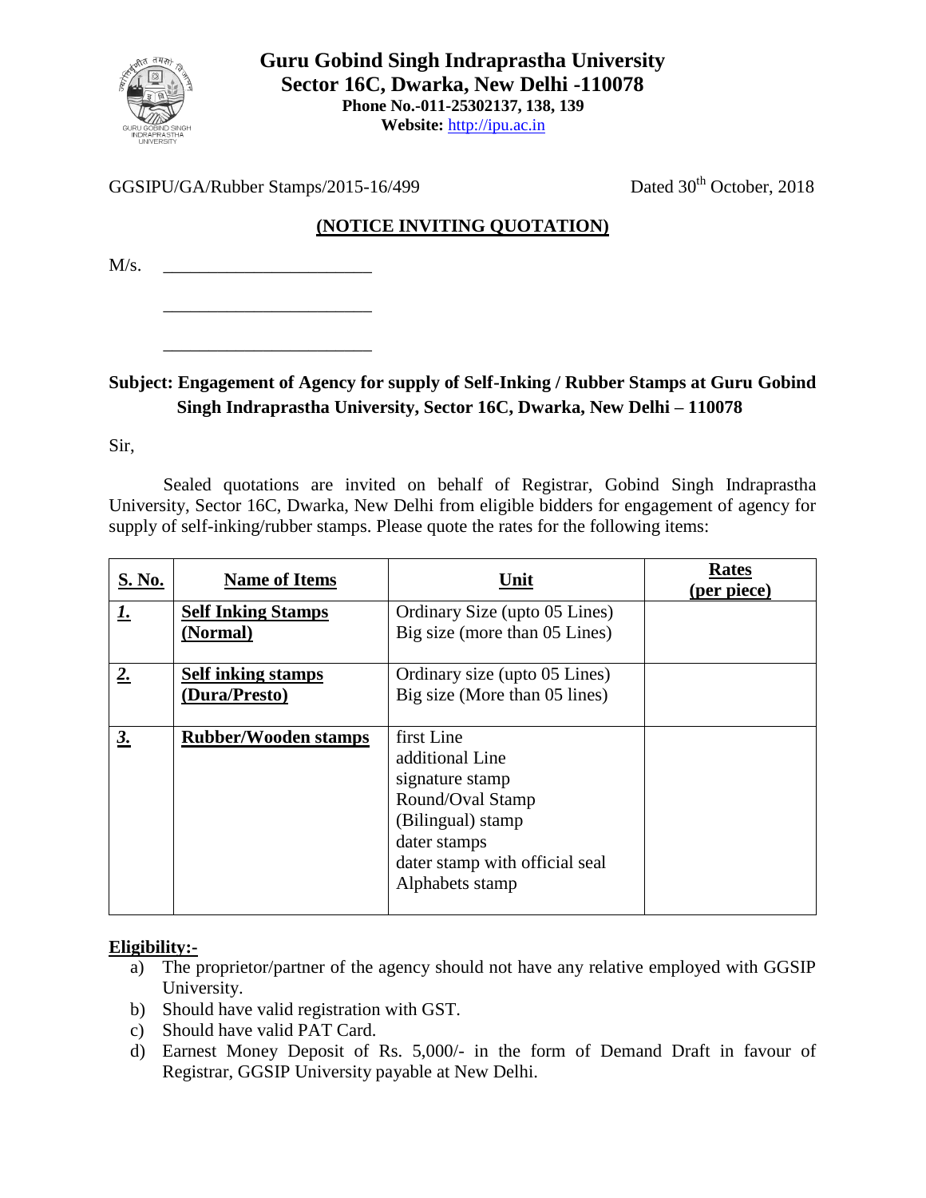# Guru Gobind Singh Indraprastha University
## Sector 16C, Dwarka, New Delhi -110078

**Phone No.-011-25302137, 138, 139**
**Website:** http://ipu.ac.in

GGSIPU/GA/Rubber Stamps/2015-16/499 Dated 30th October, 2018

## (NOTICE INVITING QUOTATION)

M/s. ______________________

______________________

______________________

**Subject: Engagement of Agency for supply of Self-Inking / Rubber Stamps at Guru Gobind Singh Indraprastha University, Sector 16C, Dwarka, New Delhi – 110078**

Sir,

Sealed quotations are invited on behalf of Registrar, Gobind Singh Indraprastha University, Sector 16C, Dwarka, New Delhi from eligible bidders for engagement of agency for supply of self-inking/rubber stamps. Please quote the rates for the following items:

| S. No. | Name of Items | Unit | Rates (per piece) |
|---|---|---|---|
| 1. | Self Inking Stamps (Normal) | Ordinary Size (upto 05 Lines)<br>Big size (more than 05 Lines) | |
| 2. | Self inking stamps (Dura/Presto) | Ordinary size (upto 05 Lines)<br>Big size (More than 05 lines) | |
| 3. | Rubber/Wooden stamps | first Line<br>additional Line<br>signature stamp<br>Round/Oval Stamp<br>(Bilingual) stamp<br>dater stamps<br>dater stamp with official seal<br>Alphabets stamp | |

**Eligibility:-**

a) The proprietor/partner of the agency should not have any relative employed with GGSIP University.
b) Should have valid registration with GST.
c) Should have valid PAT Card.
d) Earnest Money Deposit of Rs. 5,000/- in the form of Demand Draft in favour of Registrar, GGSIP University payable at New Delhi.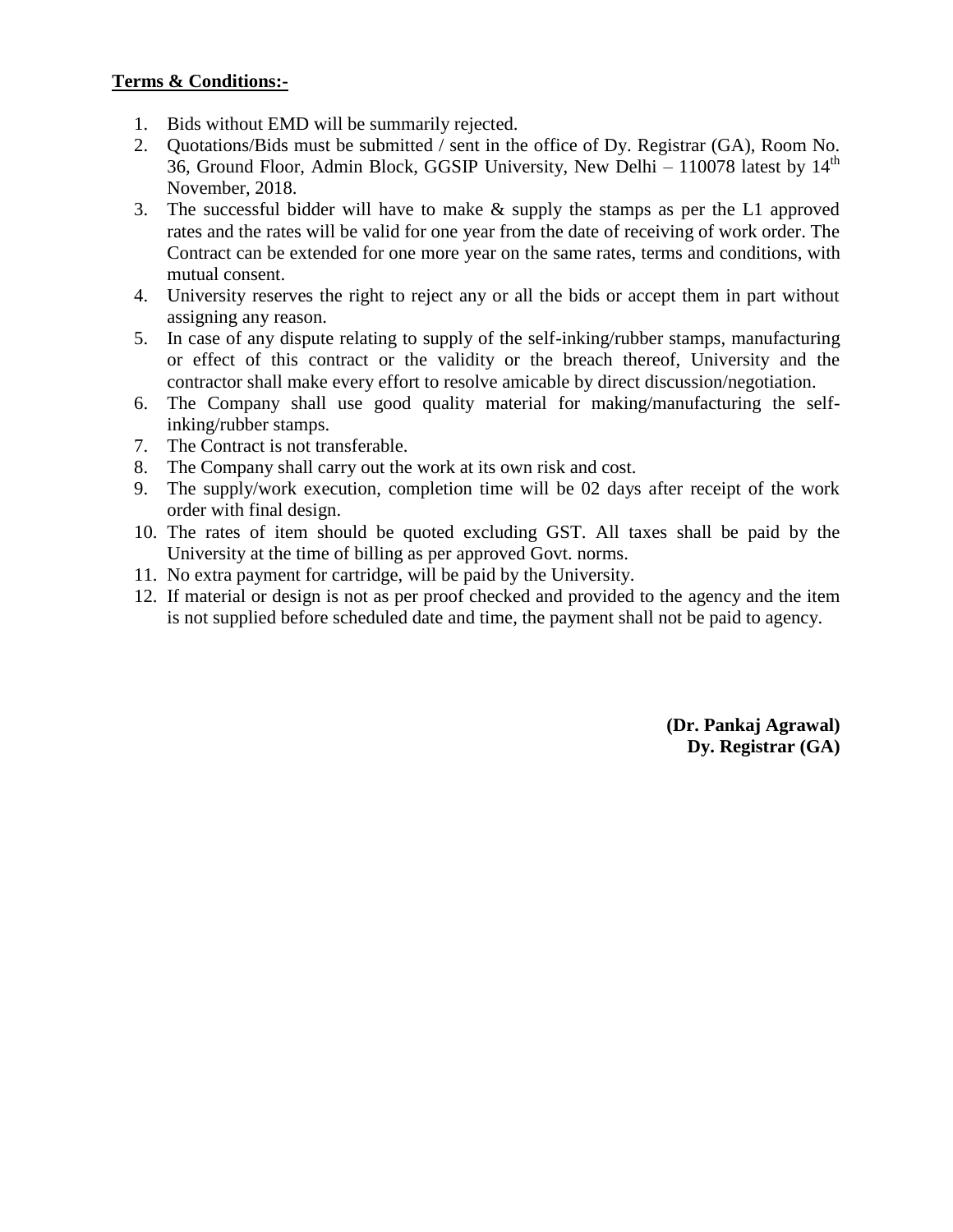**Terms & Conditions:-**

1. Bids without EMD will be summarily rejected.
2. Quotations/Bids must be submitted / sent in the office of Dy. Registrar (GA), Room No. 36, Ground Floor, Admin Block, GGSIP University, New Delhi – 110078 latest by 14th November, 2018.
3. The successful bidder will have to make & supply the stamps as per the L1 approved rates and the rates will be valid for one year from the date of receiving of work order. The Contract can be extended for one more year on the same rates, terms and conditions, with mutual consent.
4. University reserves the right to reject any or all the bids or accept them in part without assigning any reason.
5. In case of any dispute relating to supply of the self-inking/rubber stamps, manufacturing or effect of this contract or the validity or the breach thereof, University and the contractor shall make every effort to resolve amicable by direct discussion/negotiation.
6. The Company shall use good quality material for making/manufacturing the self-inking/rubber stamps.
7. The Contract is not transferable.
8. The Company shall carry out the work at its own risk and cost.
9. The supply/work execution, completion time will be 02 days after receipt of the work order with final design.
10. The rates of item should be quoted excluding GST. All taxes shall be paid by the University at the time of billing as per approved Govt. norms.
11. No extra payment for cartridge, will be paid by the University.
12. If material or design is not as per proof checked and provided to the agency and the item is not supplied before scheduled date and time, the payment shall not be paid to agency.

**(Dr. Pankaj Agrawal)**
**Dy. Registrar (GA)**